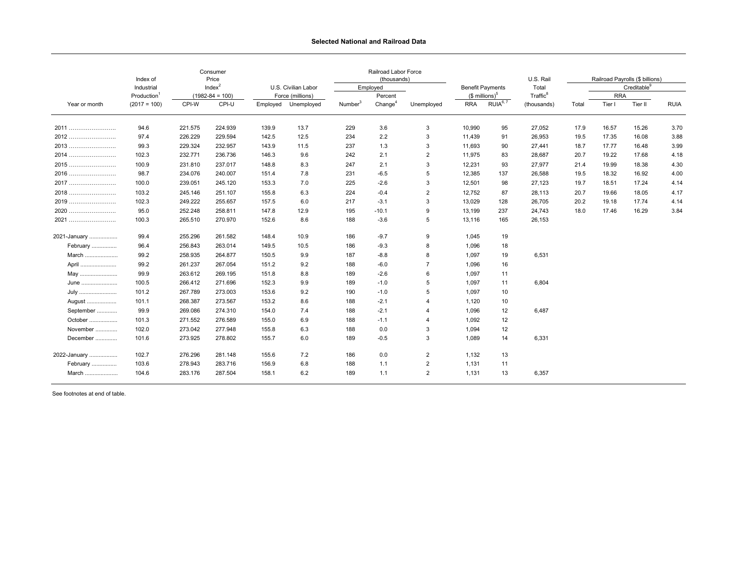**Selected National and Railroad Data**

| Year or month | Index of Industrial Production[1] (2017 = 100) | Consumer Price Index[2] (1982-84 = 100) CPI-W | CPI-U | U.S. Civilian Labor Force (millions) Employed | Unemployed | Railroad Labor Force (thousands) Employed Number[3] | Percent Change[4] | Unemployed | Benefit Payments ($ millions)[5] RRA | RUIA[6, 7] | U.S. Rail Total Traffic[8] (thousands) | Railroad Payrolls ($ billions) Total | Creditable[9] RRA Tier I | Tier II | RUIA |
|---|---|---|---|---|---|---|---|---|---|---|---|---|---|---|---|
| 2011 | 94.6 | 221.575 | 224.939 | 139.9 | 13.7 | 229 | 3.6 | 3 | 10,990 | 95 | 27,052 | 17.9 | 16.57 | 15.26 | 3.70 |
| 2012 | 97.4 | 226.229 | 229.594 | 142.5 | 12.5 | 234 | 2.2 | 3 | 11,439 | 91 | 26,953 | 19.5 | 17.35 | 16.08 | 3.88 |
| 2013 | 99.3 | 229.324 | 232.957 | 143.9 | 11.5 | 237 | 1.3 | 3 | 11,693 | 90 | 27,441 | 18.7 | 17.77 | 16.48 | 3.99 |
| 2014 | 102.3 | 232.771 | 236.736 | 146.3 | 9.6 | 242 | 2.1 | 2 | 11,975 | 83 | 28,687 | 20.7 | 19.22 | 17.68 | 4.18 |
| 2015 | 100.9 | 231.810 | 237.017 | 148.8 | 8.3 | 247 | 2.1 | 3 | 12,231 | 93 | 27,977 | 21.4 | 19.99 | 18.38 | 4.30 |
| 2016 | 98.7 | 234.076 | 240.007 | 151.4 | 7.8 | 231 | -6.5 | 5 | 12,385 | 137 | 26,588 | 19.5 | 18.32 | 16.92 | 4.00 |
| 2017 | 100.0 | 239.051 | 245.120 | 153.3 | 7.0 | 225 | -2.6 | 3 | 12,501 | 98 | 27,123 | 19.7 | 18.51 | 17.24 | 4.14 |
| 2018 | 103.2 | 245.146 | 251.107 | 155.8 | 6.3 | 224 | -0.4 | 2 | 12,752 | 87 | 28,113 | 20.7 | 19.66 | 18.05 | 4.17 |
| 2019 | 102.3 | 249.222 | 255.657 | 157.5 | 6.0 | 217 | -3.1 | 3 | 13,029 | 128 | 26,705 | 20.2 | 19.18 | 17.74 | 4.14 |
| 2020 | 95.0 | 252.248 | 258.811 | 147.8 | 12.9 | 195 | -10.1 | 9 | 13,199 | 237 | 24,743 | 18.0 | 17.46 | 16.29 | 3.84 |
| 2021 | 100.3 | 265.510 | 270.970 | 152.6 | 8.6 | 188 | -3.6 | 5 | 13,116 | 165 | 26,153 | | | | |
| 2021-January | 99.4 | 255.296 | 261.582 | 148.4 | 10.9 | 186 | -9.7 | 9 | 1,045 | 19 | | | | | |
| February | 96.4 | 256.843 | 263.014 | 149.5 | 10.5 | 186 | -9.3 | 8 | 1,096 | 18 | | | | | |
| March | 99.2 | 258.935 | 264.877 | 150.5 | 9.9 | 187 | -8.8 | 8 | 1,097 | 19 | 6,531 | | | | |
| April | 99.2 | 261.237 | 267.054 | 151.2 | 9.2 | 188 | -6.0 | 7 | 1,096 | 16 | | | | | |
| May | 99.9 | 263.612 | 269.195 | 151.8 | 8.8 | 189 | -2.6 | 6 | 1,097 | 11 | | | | | |
| June | 100.5 | 266.412 | 271.696 | 152.3 | 9.9 | 189 | -1.0 | 5 | 1,097 | 11 | 6,804 | | | | |
| July | 101.2 | 267.789 | 273.003 | 153.6 | 9.2 | 190 | -1.0 | 5 | 1,097 | 10 | | | | | |
| August | 101.1 | 268.387 | 273.567 | 153.2 | 8.6 | 188 | -2.1 | 4 | 1,120 | 10 | | | | | |
| September | 99.9 | 269.086 | 274.310 | 154.0 | 7.4 | 188 | -2.1 | 4 | 1,096 | 12 | 6,487 | | | | |
| October | 101.3 | 271.552 | 276.589 | 155.0 | 6.9 | 188 | -1.1 | 4 | 1,092 | 12 | | | | | |
| November | 102.0 | 273.042 | 277.948 | 155.8 | 6.3 | 188 | 0.0 | 3 | 1,094 | 12 | | | | | |
| December | 101.6 | 273.925 | 278.802 | 155.7 | 6.0 | 189 | -0.5 | 3 | 1,089 | 14 | 6,331 | | | | |
| 2022-January | 102.7 | 276.296 | 281.148 | 155.6 | 7.2 | 186 | 0.0 | 2 | 1,132 | 13 | | | | | |
| February | 103.6 | 278.943 | 283.716 | 156.9 | 6.8 | 188 | 1.1 | 2 | 1,131 | 11 | | | | | |
| March | 104.6 | 283.176 | 287.504 | 158.1 | 6.2 | 189 | 1.1 | 2 | 1,131 | 13 | 6,357 | | | | |

See footnotes at end of table.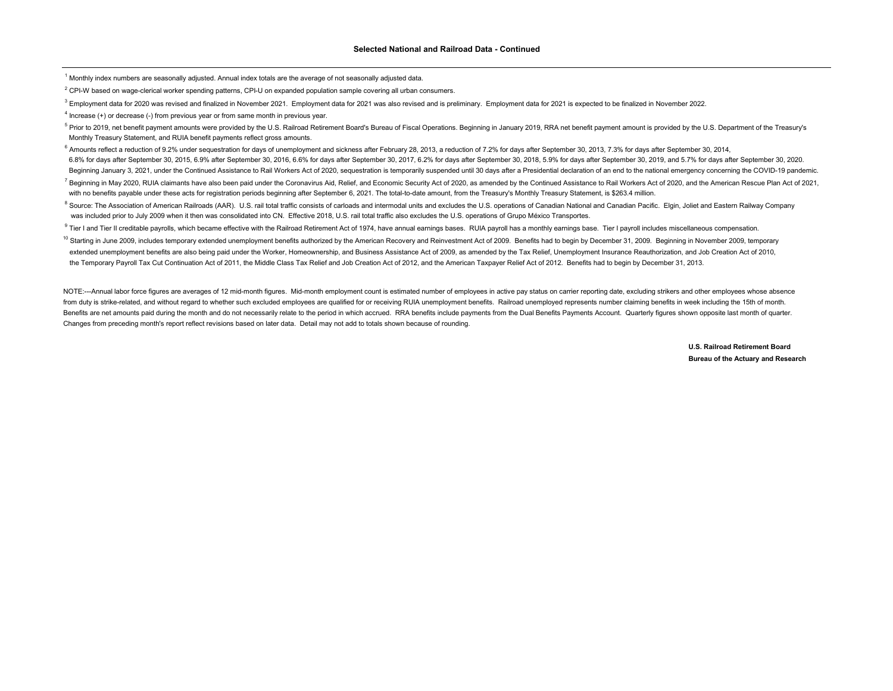### Selected National and Railroad Data - Continued

[1] Monthly index numbers are seasonally adjusted. Annual index totals are the average of not seasonally adjusted data.

[2] CPI-W based on wage-clerical worker spending patterns, CPI-U on expanded population sample covering all urban consumers.

[3] Employment data for 2020 was revised and finalized in November 2021. Employment data for 2021 was also revised and is preliminary. Employment data for 2021 is expected to be finalized in November 2022.

[4] Increase (+) or decrease (-) from previous year or from same month in previous year.

[5] Prior to 2019, net benefit payment amounts were provided by the U.S. Railroad Retirement Board's Bureau of Fiscal Operations. Beginning in January 2019, RRA net benefit payment amount is provided by the U.S. Department of the Treasury's Monthly Treasury Statement, and RUIA benefit payments reflect gross amounts.

[6] Amounts reflect a reduction of 9.2% under sequestration for days of unemployment and sickness after February 28, 2013, a reduction of 7.2% for days after September 30, 2013, 7.3% for days after September 30, 2014, 6.8% for days after September 30, 2015, 6.9% after September 30, 2016, 6.6% for days after September 30, 2017, 6.2% for days after September 30, 2018, 5.9% for days after September 30, 2019, and 5.7% for days after September 30, 2020. Beginning January 3, 2021, under the Continued Assistance to Rail Workers Act of 2020, sequestration is temporarily suspended until 30 days after a Presidential declaration of an end to the national emergency concerning the COVID-19 pandemic.

[7] Beginning in May 2020, RUIA claimants have also been paid under the Coronavirus Aid, Relief, and Economic Security Act of 2020, as amended by the Continued Assistance to Rail Workers Act of 2020, and the American Rescue Plan Act of 2021, with no benefits payable under these acts for registration periods beginning after September 6, 2021. The total-to-date amount, from the Treasury's Monthly Treasury Statement, is $263.4 million.

[8] Source: The Association of American Railroads (AAR). U.S. rail total traffic consists of carloads and intermodal units and excludes the U.S. operations of Canadian National and Canadian Pacific. Elgin, Joliet and Eastern Railway Company was included prior to July 2009 when it then was consolidated into CN. Effective 2018, U.S. rail total traffic also excludes the U.S. operations of Grupo México Transportes.

[9] Tier I and Tier II creditable payrolls, which became effective with the Railroad Retirement Act of 1974, have annual earnings bases. RUIA payroll has a monthly earnings base. Tier I payroll includes miscellaneous compensation.

[10] Starting in June 2009, includes temporary extended unemployment benefits authorized by the American Recovery and Reinvestment Act of 2009. Benefits had to begin by December 31, 2009. Beginning in November 2009, temporary extended unemployment benefits are also being paid under the Worker, Homeownership, and Business Assistance Act of 2009, as amended by the Tax Relief, Unemployment Insurance Reauthorization, and Job Creation Act of 2010, the Temporary Payroll Tax Cut Continuation Act of 2011, the Middle Class Tax Relief and Job Creation Act of 2012, and the American Taxpayer Relief Act of 2012. Benefits had to begin by December 31, 2013.

NOTE:---Annual labor force figures are averages of 12 mid-month figures. Mid-month employment count is estimated number of employees in active pay status on carrier reporting date, excluding strikers and other employees whose absence from duty is strike-related, and without regard to whether such excluded employees are qualified for or receiving RUIA unemployment benefits. Railroad unemployed represents number claiming benefits in week including the 15th of month. Benefits are net amounts paid during the month and do not necessarily relate to the period in which accrued. RRA benefits include payments from the Dual Benefits Payments Account. Quarterly figures shown opposite last month of quarter. Changes from preceding month's report reflect revisions based on later data. Detail may not add to totals shown because of rounding.

**U.S. Railroad Retirement Board**
**Bureau of the Actuary and Research**